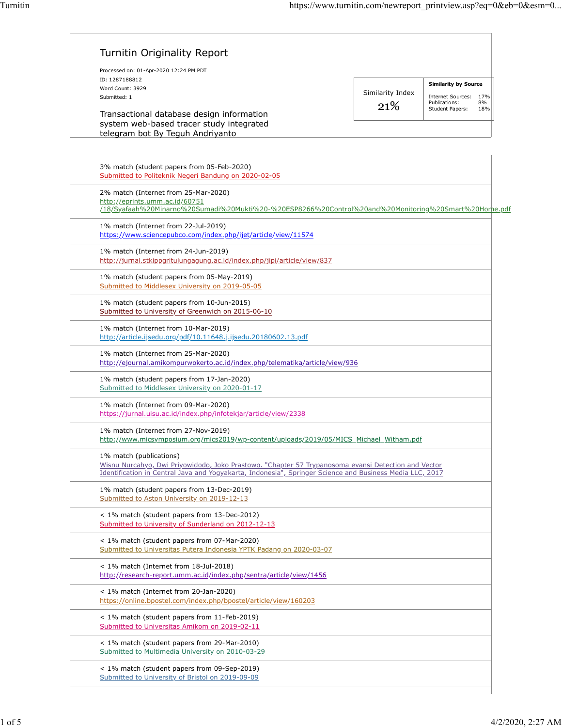# Turnitin Originality Report

Processed on: 01-Apr-2020 12:24 PM PDT
ID: 1287188812
Word Count: 3929
Submitted: 1

Transactional database design information system web-based tracer study integrated telegram bot By Teguh Andriyanto

| Similarity Index | Similarity by Source |
|---|---|
| 21% | Internet Sources: 17% <br> Publications: 8% <br> Student Papers: 18% |

3% match (student papers from 05-Feb-2020)
Submitted to Politeknik Negeri Bandung on 2020-02-05

2% match (Internet from 25-Mar-2020)
http://eprints.umm.ac.id/60751/18/Syafaah%20Minarno%20Sumadi%20Mukti%20-%20ESP8266%20Control%20and%20Monitoring%20Smart%20Home.pdf

1% match (Internet from 22-Jul-2019)
https://www.sciencepubco.com/index.php/ijet/article/view/11574

1% match (Internet from 24-Jun-2019)
http://jurnal.stkippgritulungagung.ac.id/index.php/jipi/article/view/837

1% match (student papers from 05-May-2019)
Submitted to Middlesex University on 2019-05-05

1% match (student papers from 10-Jun-2015)
Submitted to University of Greenwich on 2015-06-10

1% match (Internet from 10-Mar-2019)
http://article.ijsedu.org/pdf/10.11648.j.ijsedu.20180602.13.pdf

1% match (Internet from 25-Mar-2020)
http://ejournal.amikompurwokerto.ac.id/index.php/telematika/article/view/936

1% match (student papers from 17-Jan-2020)
Submitted to Middlesex University on 2020-01-17

1% match (Internet from 09-Mar-2020)
https://jurnal.uisu.ac.id/index.php/infotekjar/article/view/2338

1% match (Internet from 27-Nov-2019)
http://www.micsymposium.org/mics2019/wp-content/uploads/2019/05/MICS_Michael_Witham.pdf

1% match (publications)
Wisnu Nurcahyo, Dwi Priyowidodo, Joko Prastowo. "Chapter 57 Trypanosoma evansi Detection and Vector Identification in Central Java and Yogyakarta, Indonesia", Springer Science and Business Media LLC, 2017

1% match (student papers from 13-Dec-2019)
Submitted to Aston University on 2019-12-13

< 1% match (student papers from 13-Dec-2012)
Submitted to University of Sunderland on 2012-12-13

< 1% match (student papers from 07-Mar-2020)
Submitted to Universitas Putera Indonesia YPTK Padang on 2020-03-07

< 1% match (Internet from 18-Jul-2018)
http://research-report.umm.ac.id/index.php/sentra/article/view/1456

< 1% match (Internet from 20-Jan-2020)
https://online.bpostel.com/index.php/bpostel/article/view/160203

< 1% match (student papers from 11-Feb-2019)
Submitted to Universitas Amikom on 2019-02-11

< 1% match (student papers from 29-Mar-2010)
Submitted to Multimedia University on 2010-03-29

< 1% match (student papers from 09-Sep-2019)
Submitted to University of Bristol on 2019-09-09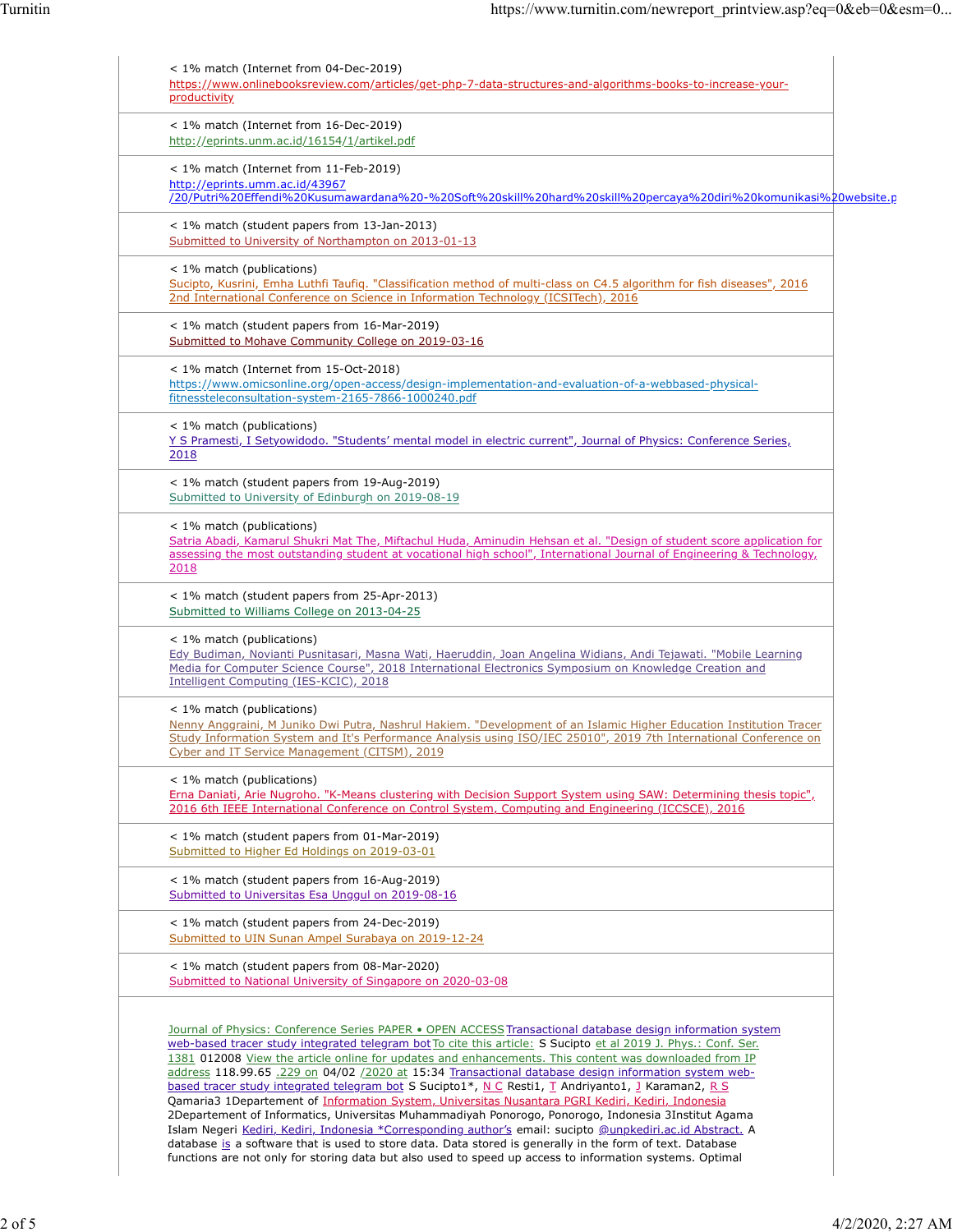< 1% match (Internet from 04-Dec-2019)
https://www.onlinebooksreview.com/articles/get-php-7-data-structures-and-algorithms-books-to-increase-your-productivity

< 1% match (Internet from 16-Dec-2019)
http://eprints.unm.ac.id/16154/1/artikel.pdf

< 1% match (Internet from 11-Feb-2019)
http://eprints.umm.ac.id/43967/20/Putri%20Effendi%20Kusumawardana%20-%20Soft%20skill%20hard%20skill%20percaya%20diri%20komunikasi%20website.p

< 1% match (student papers from 13-Jan-2013)
Submitted to University of Northampton on 2013-01-13

< 1% match (publications)
Sucipto, Kusrini, Emha Luthfi Taufiq. "Classification method of multi-class on C4.5 algorithm for fish diseases", 2016 2nd International Conference on Science in Information Technology (ICSITech), 2016

< 1% match (student papers from 16-Mar-2019)
Submitted to Mohave Community College on 2019-03-16

< 1% match (Internet from 15-Oct-2018)
https://www.omicsonline.org/open-access/design-implementation-and-evaluation-of-a-webbased-physical-fitnessteleconsultation-system-2165-7866-1000240.pdf

< 1% match (publications)
Y S Pramesti, I Setyowidodo. "Students' mental model in electric current", Journal of Physics: Conference Series, 2018

< 1% match (student papers from 19-Aug-2019)
Submitted to University of Edinburgh on 2019-08-19

< 1% match (publications)
Satria Abadi, Kamarul Shukri Mat The, Miftachul Huda, Aminudin Hehsan et al. "Design of student score application for assessing the most outstanding student at vocational high school", International Journal of Engineering & Technology, 2018

< 1% match (student papers from 25-Apr-2013)
Submitted to Williams College on 2013-04-25

< 1% match (publications)
Edy Budiman, Novianti Pusnitasari, Masna Wati, Haeruddin, Joan Angelina Widians, Andi Tejawati. "Mobile Learning Media for Computer Science Course", 2018 International Electronics Symposium on Knowledge Creation and Intelligent Computing (IES-KCIC), 2018

< 1% match (publications)
Nenny Anggraini, M Juniko Dwi Putra, Nashrul Hakiem. "Development of an Islamic Higher Education Institution Tracer Study Information System and It's Performance Analysis using ISO/IEC 25010", 2019 7th International Conference on Cyber and IT Service Management (CITSM), 2019

< 1% match (publications)
Erna Daniati, Arie Nugroho. "K-Means clustering with Decision Support System using SAW: Determining thesis topic", 2016 6th IEEE International Conference on Control System, Computing and Engineering (ICCSCE), 2016

< 1% match (student papers from 01-Mar-2019)
Submitted to Higher Ed Holdings on 2019-03-01

< 1% match (student papers from 16-Aug-2019)
Submitted to Universitas Esa Unggul on 2019-08-16

< 1% match (student papers from 24-Dec-2019)
Submitted to UIN Sunan Ampel Surabaya on 2019-12-24

< 1% match (student papers from 08-Mar-2020)
Submitted to National University of Singapore on 2020-03-08

Journal of Physics: Conference Series PAPER • OPEN ACCESS Transactional database design information system web-based tracer study integrated telegram bot To cite this article: S Sucipto et al 2019 J. Phys.: Conf. Ser. 1381 012008 View the article online for updates and enhancements. This content was downloaded from IP address 118.99.65 .229 on 04/02 /2020 at 15:34 Transactional database design information system web-based tracer study integrated telegram bot S Sucipto1*, N C Resti1, T Andriyanto1, J Karaman2, R S Qamaria3 1Departement of Information System, Universitas Nusantara PGRI Kediri, Kediri, Indonesia 2Departement of Informatics, Universitas Muhammadiyah Ponorogo, Ponorogo, Indonesia 3Institut Agama Islam Negeri Kediri, Kediri, Indonesia *Corresponding author's email: sucipto @unpkediri.ac.id Abstract. A database is a software that is used to store data. Data stored is generally in the form of text. Database functions are not only for storing data but also used to speed up access to information systems. Optimal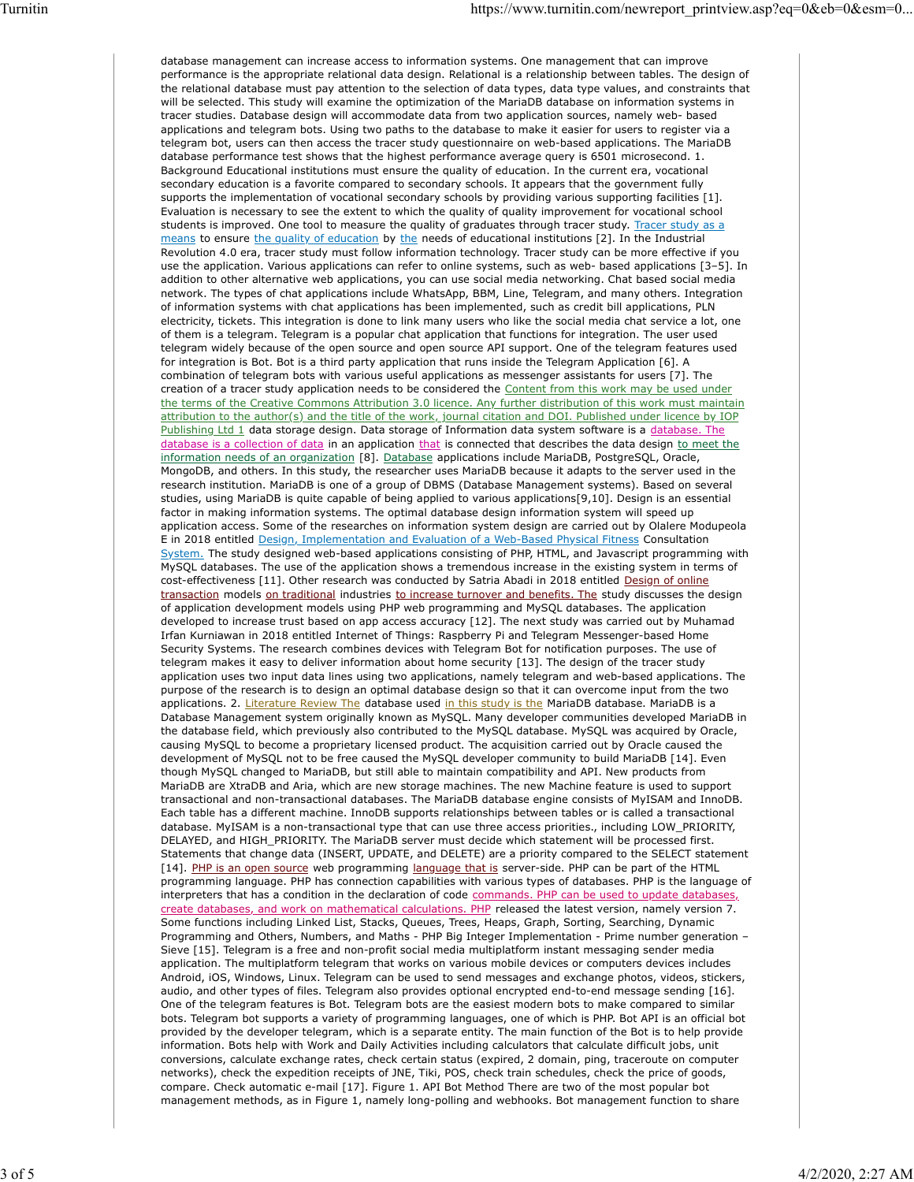database management can increase access to information systems. One management that can improve performance is the appropriate relational data design. Relational is a relationship between tables. The design of the relational database must pay attention to the selection of data types, data type values, and constraints that will be selected. This study will examine the optimization of the MariaDB database on information systems in tracer studies. Database design will accommodate data from two application sources, namely web- based applications and telegram bots. Using two paths to the database to make it easier for users to register via a telegram bot, users can then access the tracer study questionnaire on web-based applications. The MariaDB database performance test shows that the highest performance average query is 6501 microsecond. 1. Background Educational institutions must ensure the quality of education. In the current era, vocational secondary education is a favorite compared to secondary schools. It appears that the government fully supports the implementation of vocational secondary schools by providing various supporting facilities [1]. Evaluation is necessary to see the extent to which the quality of quality improvement for vocational school students is improved. One tool to measure the quality of graduates through tracer study. Tracer study as a means to ensure the quality of education by the needs of educational institutions [2]. In the Industrial Revolution 4.0 era, tracer study must follow information technology. Tracer study can be more effective if you use the application. Various applications can refer to online systems, such as web- based applications [3–5]. In addition to other alternative web applications, you can use social media networking. Chat based social media network. The types of chat applications include WhatsApp, BBM, Line, Telegram, and many others. Integration of information systems with chat applications has been implemented, such as credit bill applications, PLN electricity, tickets. This integration is done to link many users who like the social media chat service a lot, one of them is a telegram. Telegram is a popular chat application that functions for integration. The user used telegram widely because of the open source and open source API support. One of the telegram features used for integration is Bot. Bot is a third party application that runs inside the Telegram Application [6]. A combination of telegram bots with various useful applications as messenger assistants for users [7]. The creation of a tracer study application needs to be considered the Content from this work may be used under the terms of the Creative Commons Attribution 3.0 licence. Any further distribution of this work must maintain attribution to the author(s) and the title of the work, journal citation and DOI. Published under licence by IOP Publishing Ltd 1 data storage design. Data storage of Information data system software is a database. The database is a collection of data in an application that is connected that describes the data design to meet the information needs of an organization [8]. Database applications include MariaDB, PostgreSQL, Oracle, MongoDB, and others. In this study, the researcher uses MariaDB because it adapts to the server used in the research institution. MariaDB is one of a group of DBMS (Database Management systems). Based on several studies, using MariaDB is quite capable of being applied to various applications[9,10]. Design is an essential factor in making information systems. The optimal database design information system will speed up application access. Some of the researches on information system design are carried out by Olalere Modupeola E in 2018 entitled Design, Implementation and Evaluation of a Web-Based Physical Fitness Consultation System. The study designed web-based applications consisting of PHP, HTML, and Javascript programming with MySQL databases. The use of the application shows a tremendous increase in the existing system in terms of cost-effectiveness [11]. Other research was conducted by Satria Abadi in 2018 entitled Design of online transaction models on traditional industries to increase turnover and benefits. The study discusses the design of application development models using PHP web programming and MySQL databases. The application developed to increase trust based on app access accuracy [12]. The next study was carried out by Muhamad Irfan Kurniawan in 2018 entitled Internet of Things: Raspberry Pi and Telegram Messenger-based Home Security Systems. The research combines devices with Telegram Bot for notification purposes. The use of telegram makes it easy to deliver information about home security [13]. The design of the tracer study application uses two input data lines using two applications, namely telegram and web-based applications. The purpose of the research is to design an optimal database design so that it can overcome input from the two applications. 2. Literature Review The database used in this study is the MariaDB database. MariaDB is a Database Management system originally known as MySQL. Many developer communities developed MariaDB in the database field, which previously also contributed to the MySQL database. MySQL was acquired by Oracle, causing MySQL to become a proprietary licensed product. The acquisition carried out by Oracle caused the development of MySQL not to be free caused the MySQL developer community to build MariaDB [14]. Even though MySQL changed to MariaDB, but still able to maintain compatibility and API. New products from MariaDB are XtraDB and Aria, which are new storage machines. The new Machine feature is used to support transactional and non-transactional databases. The MariaDB database engine consists of MyISAM and InnoDB. Each table has a different machine. InnoDB supports relationships between tables or is called a transactional database. MyISAM is a non-transactional type that can use three access priorities., including LOW_PRIORITY, DELAYED, and HIGH_PRIORITY. The MariaDB server must decide which statement will be processed first. Statements that change data (INSERT, UPDATE, and DELETE) are a priority compared to the SELECT statement [14]. PHP is an open source web programming language that is server-side. PHP can be part of the HTML programming language. PHP has connection capabilities with various types of databases. PHP is the language of interpreters that has a condition in the declaration of code commands. PHP can be used to update databases, create databases, and work on mathematical calculations. PHP released the latest version, namely version 7. Some functions including Linked List, Stacks, Queues, Trees, Heaps, Graph, Sorting, Searching, Dynamic Programming and Others, Numbers, and Maths - PHP Big Integer Implementation - Prime number generation – Sieve [15]. Telegram is a free and non-profit social media multiplatform instant messaging sender media application. The multiplatform telegram that works on various mobile devices or computers devices includes Android, iOS, Windows, Linux. Telegram can be used to send messages and exchange photos, videos, stickers, audio, and other types of files. Telegram also provides optional encrypted end-to-end message sending [16]. One of the telegram features is Bot. Telegram bots are the easiest modern bots to make compared to similar bots. Telegram bot supports a variety of programming languages, one of which is PHP. Bot API is an official bot provided by the developer telegram, which is a separate entity. The main function of the Bot is to help provide information. Bots help with Work and Daily Activities including calculators that calculate difficult jobs, unit conversions, calculate exchange rates, check certain status (expired, 2 domain, ping, traceroute on computer networks), check the expedition receipts of JNE, Tiki, POS, check train schedules, check the price of goods, compare. Check automatic e-mail [17]. Figure 1. API Bot Method There are two of the most popular bot management methods, as in Figure 1, namely long-polling and webhooks. Bot management function to share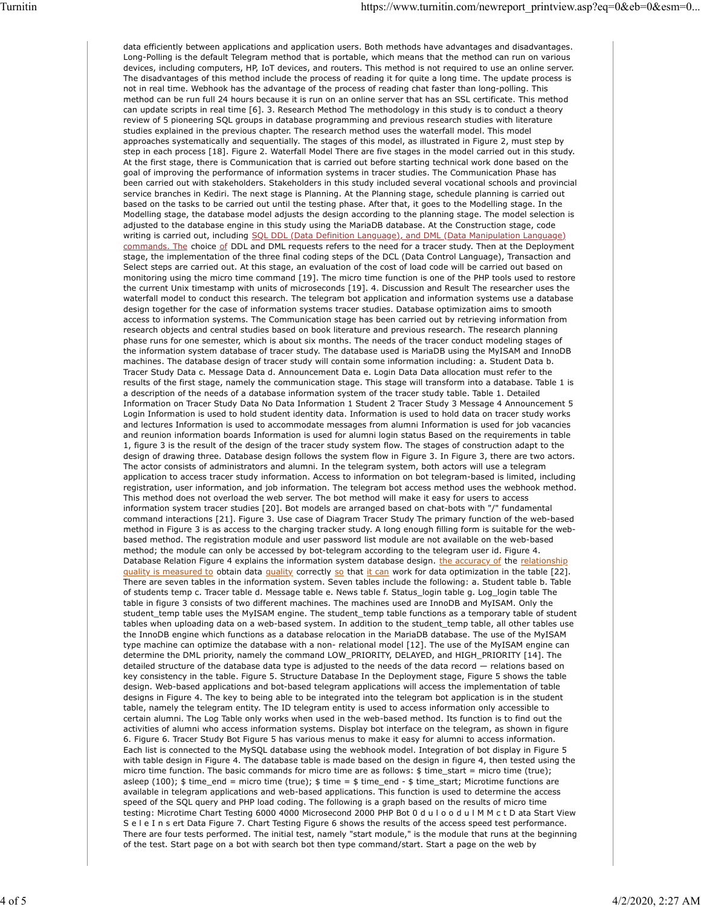data efficiently between applications and application users. Both methods have advantages and disadvantages. Long-Polling is the default Telegram method that is portable, which means that the method can run on various devices, including computers, HP, IoT devices, and routers. This method is not required to use an online server. The disadvantages of this method include the process of reading it for quite a long time. The update process is not in real time. Webhook has the advantage of the process of reading chat faster than long-polling. This method can be run full 24 hours because it is run on an online server that has an SSL certificate. This method can update scripts in real time [6]. 3. Research Method The methodology in this study is to conduct a theory review of 5 pioneering SQL groups in database programming and previous research studies with literature studies explained in the previous chapter. The research method uses the waterfall model. This model approaches systematically and sequentially. The stages of this model, as illustrated in Figure 2, must step by step in each process [18]. Figure 2. Waterfall Model There are five stages in the model carried out in this study. At the first stage, there is Communication that is carried out before starting technical work done based on the goal of improving the performance of information systems in tracer studies. The Communication Phase has been carried out with stakeholders. Stakeholders in this study included several vocational schools and provincial service branches in Kediri. The next stage is Planning. At the Planning stage, schedule planning is carried out based on the tasks to be carried out until the testing phase. After that, it goes to the Modelling stage. In the Modelling stage, the database model adjusts the design according to the planning stage. The model selection is adjusted to the database engine in this study using the MariaDB database. At the Construction stage, code writing is carried out, including SQL DDL (Data Definition Language), and DML (Data Manipulation Language) commands. The choice of DDL and DML requests refers to the need for a tracer study. Then at the Deployment stage, the implementation of the three final coding steps of the DCL (Data Control Language), Transaction and Select steps are carried out. At this stage, an evaluation of the cost of load code will be carried out based on monitoring using the micro time command [19]. The micro time function is one of the PHP tools used to restore the current Unix timestamp with units of microseconds [19]. 4. Discussion and Result The researcher uses the waterfall model to conduct this research. The telegram bot application and information systems use a database design together for the case of information systems tracer studies. Database optimization aims to smooth access to information systems. The Communication stage has been carried out by retrieving information from research objects and central studies based on book literature and previous research. The research planning phase runs for one semester, which is about six months. The needs of the tracer conduct modeling stages of the information system database of tracer study. The database used is MariaDB using the MyISAM and InnoDB machines. The database design of tracer study will contain some information including: a. Student Data b. Tracer Study Data c. Message Data d. Announcement Data e. Login Data Data allocation must refer to the results of the first stage, namely the communication stage. This stage will transform into a database. Table 1 is a description of the needs of a database information system of the tracer study table. Table 1. Detailed Information on Tracer Study Data No Data Information 1 Student 2 Tracer Study 3 Message 4 Announcement 5 Login Information is used to hold student identity data. Information is used to hold data on tracer study works and lectures Information is used to accommodate messages from alumni Information is used for job vacancies and reunion information boards Information is used for alumni login status Based on the requirements in table 1, figure 3 is the result of the design of the tracer study system flow. The stages of construction adapt to the design of drawing three. Database design follows the system flow in Figure 3. In Figure 3, there are two actors. The actor consists of administrators and alumni. In the telegram system, both actors will use a telegram application to access tracer study information. Access to information on bot telegram-based is limited, including registration, user information, and job information. The telegram bot access method uses the webhook method. This method does not overload the web server. The bot method will make it easy for users to access information system tracer studies [20]. Bot models are arranged based on chat-bots with "/" fundamental command interactions [21]. Figure 3. Use case of Diagram Tracer Study The primary function of the web-based method in Figure 3 is as access to the charging tracker study. A long enough filling form is suitable for the web-based method. The registration module and user password list module are not available on the web-based method; the module can only be accessed by bot-telegram according to the telegram user id. Figure 4. Database Relation Figure 4 explains the information system database design. the accuracy of the relationship quality is measured to obtain data quality correctly so that it can work for data optimization in the table [22]. There are seven tables in the information system. Seven tables include the following: a. Student table b. Table of students temp c. Tracer table d. Message table e. News table f. Status_login table g. Log_login table The table in figure 3 consists of two different machines. The machines used are InnoDB and MyISAM. Only the student_temp table uses the MyISAM engine. The student_temp table functions as a temporary table of student tables when uploading data on a web-based system. In addition to the student_temp table, all other tables use the InnoDB engine which functions as a database relocation in the MariaDB database. The use of the MyISAM type machine can optimize the database with a non- relational model [12]. The use of the MyISAM engine can determine the DML priority, namely the command LOW_PRIORITY, DELAYED, and HIGH_PRIORITY [14]. The detailed structure of the database data type is adjusted to the needs of the data record — relations based on key consistency in the table. Figure 5. Structure Database In the Deployment stage, Figure 5 shows the table design. Web-based applications and bot-based telegram applications will access the implementation of table designs in Figure 4. The key to being able to be integrated into the telegram bot application is in the student table, namely the telegram entity. The ID telegram entity is used to access information only accessible to certain alumni. The Log Table only works when used in the web-based method. Its function is to find out the activities of alumni who access information systems. Display bot interface on the telegram, as shown in figure 6. Figure 6. Tracer Study Bot Figure 5 has various menus to make it easy for alumni to access information. Each list is connected to the MySQL database using the webhook model. Integration of bot display in Figure 5 with table design in Figure 4. The database table is made based on the design in figure 4, then tested using the micro time function. The basic commands for micro time are as follows: $ time_start = micro time (true); asleep (100); $ time_end = micro time (true); $ time = $ time_end - $ time_start; Microtime functions are available in telegram applications and web-based applications. This function is used to determine the access speed of the SQL query and PHP load coding. The following is a graph based on the results of micro time testing: Microtime Chart Testing 6000 4000 Microsecond 2000 PHP Bot 0 d u l o o d u l M M c t D ata Start View S e l e I n s ert Data Figure 7. Chart Testing Figure 6 shows the results of the access speed test performance. There are four tests performed. The initial test, namely "start module," is the module that runs at the beginning of the test. Start page on a bot with search bot then type command/start. Start a page on the web by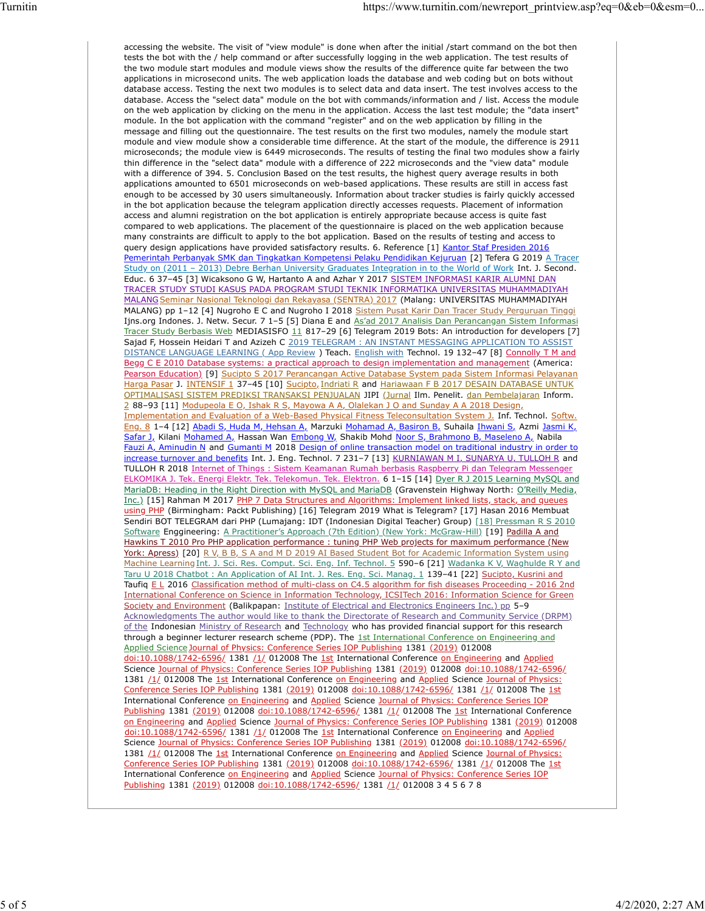accessing the website. The visit of "view module" is done when after the initial /start command on the bot then tests the bot with the / help command or after successfully logging in the web application. The test results of the two module start modules and module views show the results of the difference quite far between the two applications in microsecond units. The web application loads the database and web coding but on bots without database access. Testing the next two modules is to select data and data insert. The test involves access to the database. Access the "select data" module on the bot with commands/information and / list. Access the module on the web application by clicking on the menu in the application. Access the last test module; the "data insert" module. In the bot application with the command "register" and on the web application by filling in the message and filling out the questionnaire. The test results on the first two modules, namely the module start module and view module show a considerable time difference. At the start of the module, the difference is 2911 microseconds; the module view is 6449 microseconds. The results of testing the final two modules show a fairly thin difference in the "select data" module with a difference of 222 microseconds and the "view data" module with a difference of 394. 5. Conclusion Based on the test results, the highest query average results in both applications amounted to 6501 microseconds on web-based applications. These results are still in access fast enough to be accessed by 30 users simultaneously. Information about tracker studies is fairly quickly accessed in the bot application because the telegram application directly accesses requests. Placement of information access and alumni registration on the bot application is entirely appropriate because access is quite fast compared to web applications. The placement of the questionnaire is placed on the web application because many constraints are difficult to apply to the bot application. Based on the results of testing and access to query design applications have provided satisfactory results. 6. Reference [1] Kantor Staf Presiden 2016 Pemerintah Perbanyak SMK dan Tingkatkan Kompetensi Pelaku Pendidikan Kejuruan [2] Tefera G 2019 A Tracer Study on (2011 – 2013) Debre Berhan University Graduates Integration in to the World of Work Int. J. Second. Educ. 6 37–45 [3] Wicaksono G W, Hartanto A and Azhar Y 2017 SISTEM INFORMASI KARIR ALUMNI DAN TRACER STUDY STUDI KASUS PADA PROGRAM STUDI TEKNIK INFORMATIKA UNIVERSITAS MUHAMMADIYAH MALANG Seminar Nasional Teknologi dan Rekayasa (SENTRA) 2017 (Malang: UNIVERSITAS MUHAMMADIYAH MALANG) pp 1–12 [4] Nugroho E C and Nugroho I 2018 Sistem Pusat Karir Dan Tracer Study Perguruan Tinggi Ijns.org Indones. J. Netw. Secur. 7 1–5 [5] Diana E and As'ad 2017 Analisis Dan Perancangan Sistem Informasi Tracer Study Berbasis Web MEDIASISFO 11 817–29 [6] Telegram 2019 Bots: An introduction for developers [7] Sajad F, Hossein Heidari T and Azizeh C 2019 TELEGRAM : AN INSTANT MESSAGING APPLICATION TO ASSIST DISTANCE LANGUAGE LEARNING ( App Review ) Teach. English with Technol. 19 132–47 [8] Connolly T M and Begg C E 2010 Database systems: a practical approach to design implementation and management (America: Pearson Education) [9] Sucipto S 2017 Perancangan Active Database System pada Sistem Informasi Pelayanan Harga Pasar J. INTENSIF 1 37–45 [10] Sucipto, Indriati R and Hariawaan F B 2017 DESAIN DATABASE UNTUK OPTIMALISASI SISTEM PREDIKSI TRANSAKSI PENJUALAN JIPI (Jurnal Ilm. Penelit. dan Pembelajaran Inform. 2 88–93 [11] Modupeola E O, Ishak R S, Mayowa A A, Olalekan J O and Sunday A A 2018 Design, Implementation and Evaluation of a Web-Based Physical Fitness Teleconsultation System J. Inf. Technol. Softw. Eng. 8 1–4 [12] Abadi S, Huda M, Hehsan A, Marzuki Mohamad A, Basiron B, Suhaila Ihwani S, Azmi Jasmi K, Safar J, Kilani Mohamed A, Hassan Wan Embong W, Shakib Mohd Noor S, Brahmono B, Maseleno A, Nabila Fauzi A, Aminudin N and Gumanti M 2018 Design of online transaction model on traditional industry in order to increase turnover and benefits Int. J. Eng. Technol. 7 231–7 [13] KURNIAWAN M I, SUNARYA U, TULLOH R and TULLOH R 2018 Internet of Things : Sistem Keamanan Rumah berbasis Raspberry Pi dan Telegram Messenger ELKOMIKA J. Tek. Energi Elektr. Tek. Telekomun. Tek. Elektron. 6 1–15 [14] Dyer R J 2015 Learning MySQL and MariaDB: Heading in the Right Direction with MySQL and MariaDB (Gravenstein Highway North: O'Reilly Media, Inc.) [15] Rahman M 2017 PHP 7 Data Structures and Algorithms: Implement linked lists, stack, and queues using PHP (Birmingham: Packt Publishing) [16] Telegram 2019 What is Telegram? [17] Hasan 2016 Membuat Sendiri BOT TELEGRAM dari PHP (Lumajang: IDT (Indonesian Digital Teacher) Group) [18] Pressman R S 2010 Software Enggineering: A Practitioner's Approach (7th Edition) (New York: McGraw-Hill) [19] Padilla A and Hawkins T 2010 Pro PHP application performance : tuning PHP Web projects for maximum performance (New York: Apress) [20] R V, B B, S A and M D 2019 AI Based Student Bot for Academic Information System using Machine Learning Int. J. Sci. Res. Comput. Sci. Eng. Inf. Technol. 5 590–6 [21] Wadanka K V, Waghulde R Y and Taru U 2018 Chatbot : An Application of AI Int. J. Res. Eng. Sci. Manag. 1 139–41 [22] Sucipto, Kusrini and Taufiq E L 2016 Classification method of multi-class on C4.5 algorithm for fish diseases Proceeding - 2016 2nd International Conference on Science in Information Technology, ICSITech 2016: Information Science for Green Society and Environment (Balikpapan: Institute of Electrical and Electronics Engineers Inc.) pp 5–9 Acknowledgments The author would like to thank the Directorate of Research and Community Service (DRPM) of the Indonesian Ministry of Research and Technology who has provided financial support for this research through a beginner lecturer research scheme (PDP). The 1st International Conference on Engineering and Applied Science Journal of Physics: Conference Series IOP Publishing 1381 (2019) 012008 doi:10.1088/1742-6596/ 1381 /1/ 012008 The 1st International Conference on Engineering and Applied Science Journal of Physics: Conference Series IOP Publishing 1381 (2019) 012008 doi:10.1088/1742-6596/ 1381 /1/ 012008 The 1st International Conference on Engineering and Applied Science Journal of Physics: Conference Series IOP Publishing 1381 (2019) 012008 doi:10.1088/1742-6596/ 1381 /1/ 012008 The 1st International Conference on Engineering and Applied Science Journal of Physics: Conference Series IOP Publishing 1381 (2019) 012008 doi:10.1088/1742-6596/ 1381 /1/ 012008 The 1st International Conference on Engineering and Applied Science Journal of Physics: Conference Series IOP Publishing 1381 (2019) 012008 doi:10.1088/1742-6596/ 1381 /1/ 012008 The 1st International Conference on Engineering and Applied Science Journal of Physics: Conference Series IOP Publishing 1381 (2019) 012008 doi:10.1088/1742-6596/ 1381 /1/ 012008 The 1st International Conference on Engineering and Applied Science Journal of Physics: Conference Series IOP Publishing 1381 (2019) 012008 doi:10.1088/1742-6596/ 1381 /1/ 012008 The 1st International Conference on Engineering and Applied Science Journal of Physics: Conference Series IOP Publishing 1381 (2019) 012008 doi:10.1088/1742-6596/ 1381 /1/ 012008 3 4 5 6 7 8